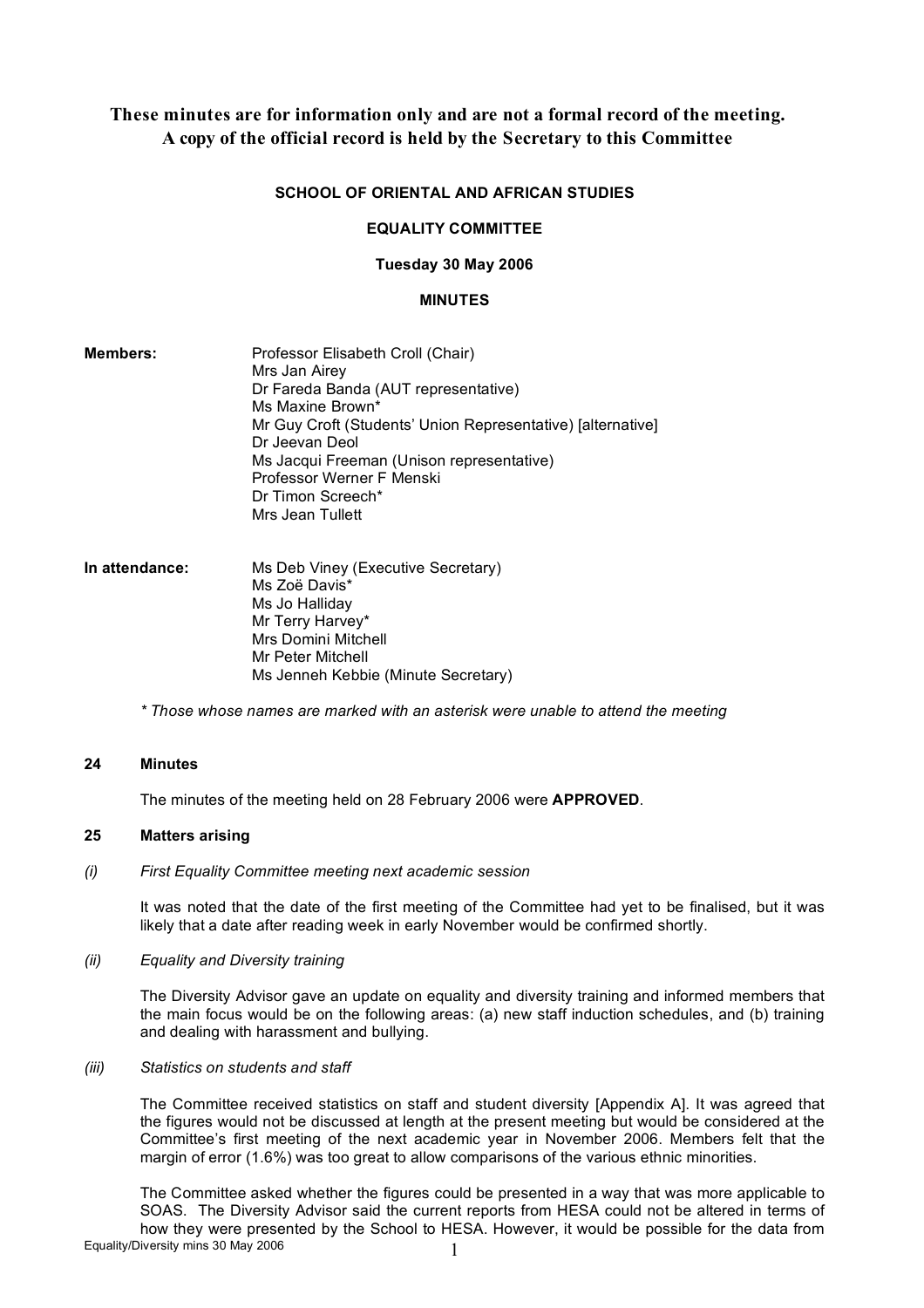**These minutes are for information only and are not a formal record of the meeting. A copy of the official record is held by the Secretary to this Committee**

**SCHOOL OF ORIENTAL AND AFRICAN STUDIES**

**EQUALITY COMMITTEE**

**Tuesday 30 May 2006**

**MINUTES**

**Members:**

Professor Elisabeth Croll (Chair)
Mrs Jan Airey
Dr Fareda Banda (AUT representative)
Ms Maxine Brown*
Mr Guy Croft (Students' Union Representative) [alternative]
Dr Jeevan Deol
Ms Jacqui Freeman (Unison representative)
Professor Werner F Menski
Dr Timon Screech*
Mrs Jean Tullett

**In attendance:**

Ms Deb Viney (Executive Secretary)
Ms Zoë Davis*
Ms Jo Halliday
Mr Terry Harvey*
Mrs Domini Mitchell
Mr Peter Mitchell
Ms Jenneh Kebbie (Minute Secretary)

*\* Those whose names are marked with an asterisk were unable to attend the meeting*

## 24 Minutes

The minutes of the meeting held on 28 February 2006 were **APPROVED**.

## 25 Matters arising

*(i) First Equality Committee meeting next academic session*

It was noted that the date of the first meeting of the Committee had yet to be finalised, but it was likely that a date after reading week in early November would be confirmed shortly.

*(ii) Equality and Diversity training*

The Diversity Advisor gave an update on equality and diversity training and informed members that the main focus would be on the following areas: (a) new staff induction schedules, and (b) training and dealing with harassment and bullying.

*(iii) Statistics on students and staff*

The Committee received statistics on staff and student diversity [Appendix A]. It was agreed that the figures would not be discussed at length at the present meeting but would be considered at the Committee's first meeting of the next academic year in November 2006. Members felt that the margin of error (1.6%) was too great to allow comparisons of the various ethnic minorities.

The Committee asked whether the figures could be presented in a way that was more applicable to SOAS. The Diversity Advisor said the current reports from HESA could not be altered in terms of how they were presented by the School to HESA. However, it would be possible for the data from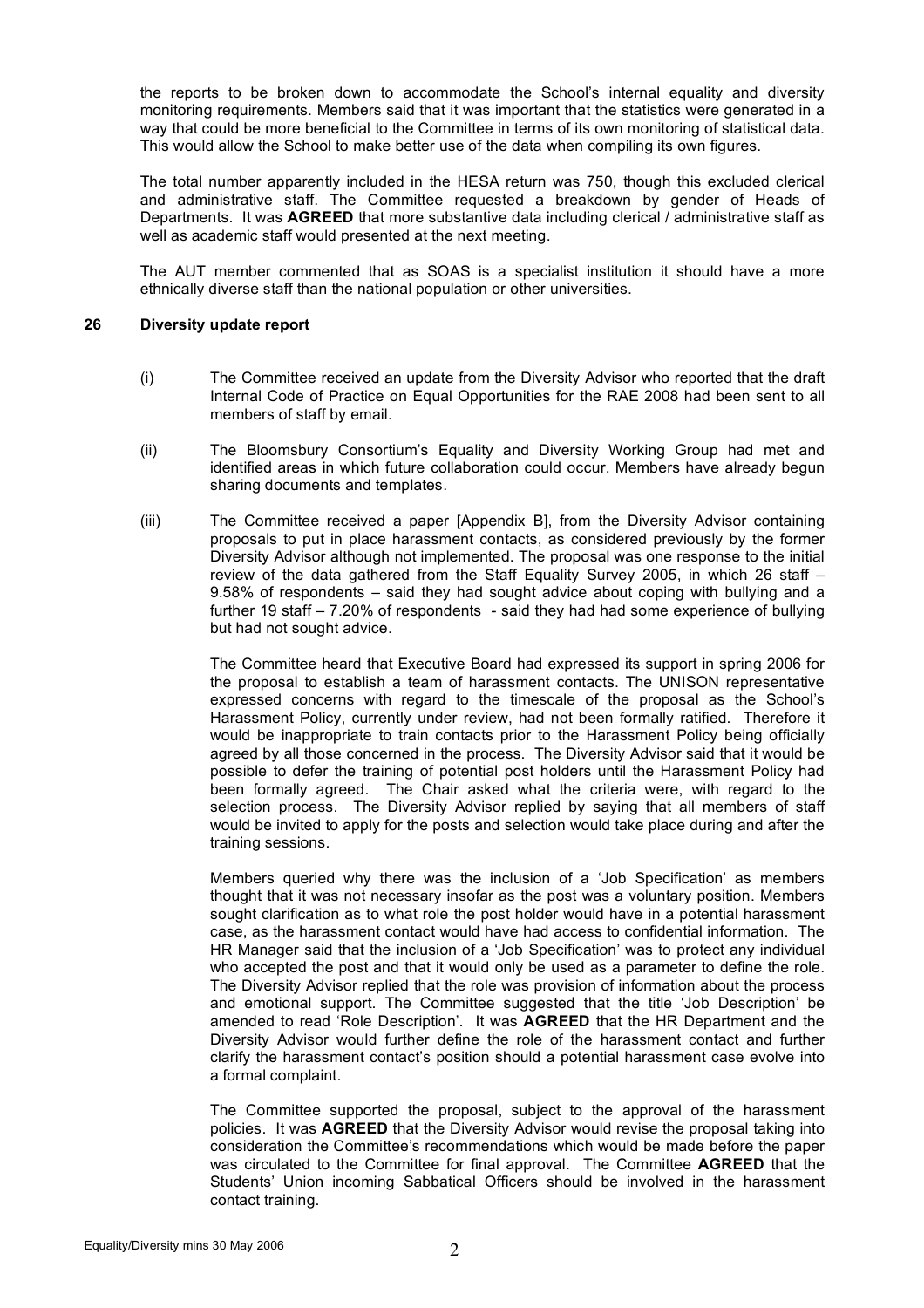the reports to be broken down to accommodate the School's internal equality and diversity monitoring requirements. Members said that it was important that the statistics were generated in a way that could be more beneficial to the Committee in terms of its own monitoring of statistical data. This would allow the School to make better use of the data when compiling its own figures.

The total number apparently included in the HESA return was 750, though this excluded clerical and administrative staff. The Committee requested a breakdown by gender of Heads of Departments. It was **AGREED** that more substantive data including clerical / administrative staff as well as academic staff would presented at the next meeting.

The AUT member commented that as SOAS is a specialist institution it should have a more ethnically diverse staff than the national population or other universities.

## 26 Diversity update report

(i) The Committee received an update from the Diversity Advisor who reported that the draft Internal Code of Practice on Equal Opportunities for the RAE 2008 had been sent to all members of staff by email.

(ii) The Bloomsbury Consortium's Equality and Diversity Working Group had met and identified areas in which future collaboration could occur. Members have already begun sharing documents and templates.

(iii) The Committee received a paper [Appendix B], from the Diversity Advisor containing proposals to put in place harassment contacts, as considered previously by the former Diversity Advisor although not implemented. The proposal was one response to the initial review of the data gathered from the Staff Equality Survey 2005, in which 26 staff – 9.58% of respondents – said they had sought advice about coping with bullying and a further 19 staff – 7.20% of respondents - said they had had some experience of bullying but had not sought advice.

The Committee heard that Executive Board had expressed its support in spring 2006 for the proposal to establish a team of harassment contacts. The UNISON representative expressed concerns with regard to the timescale of the proposal as the School's Harassment Policy, currently under review, had not been formally ratified. Therefore it would be inappropriate to train contacts prior to the Harassment Policy being officially agreed by all those concerned in the process. The Diversity Advisor said that it would be possible to defer the training of potential post holders until the Harassment Policy had been formally agreed. The Chair asked what the criteria were, with regard to the selection process. The Diversity Advisor replied by saying that all members of staff would be invited to apply for the posts and selection would take place during and after the training sessions.

Members queried why there was the inclusion of a 'Job Specification' as members thought that it was not necessary insofar as the post was a voluntary position. Members sought clarification as to what role the post holder would have in a potential harassment case, as the harassment contact would have had access to confidential information. The HR Manager said that the inclusion of a 'Job Specification' was to protect any individual who accepted the post and that it would only be used as a parameter to define the role. The Diversity Advisor replied that the role was provision of information about the process and emotional support. The Committee suggested that the title 'Job Description' be amended to read 'Role Description'. It was **AGREED** that the HR Department and the Diversity Advisor would further define the role of the harassment contact and further clarify the harassment contact's position should a potential harassment case evolve into a formal complaint.

The Committee supported the proposal, subject to the approval of the harassment policies. It was **AGREED** that the Diversity Advisor would revise the proposal taking into consideration the Committee's recommendations which would be made before the paper was circulated to the Committee for final approval. The Committee **AGREED** that the Students' Union incoming Sabbatical Officers should be involved in the harassment contact training.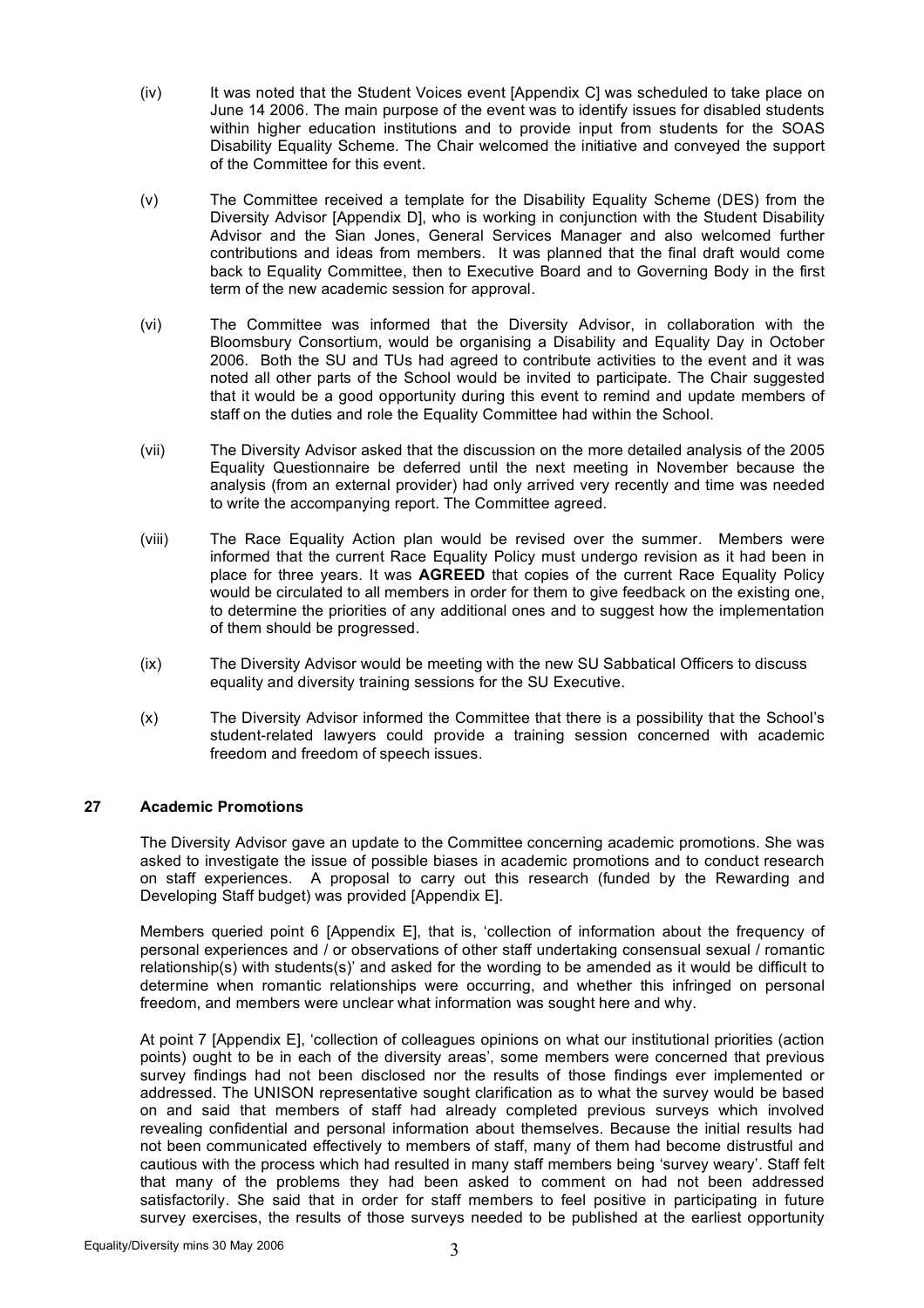(iv) It was noted that the Student Voices event [Appendix C] was scheduled to take place on June 14 2006. The main purpose of the event was to identify issues for disabled students within higher education institutions and to provide input from students for the SOAS Disability Equality Scheme. The Chair welcomed the initiative and conveyed the support of the Committee for this event.

(v) The Committee received a template for the Disability Equality Scheme (DES) from the Diversity Advisor [Appendix D], who is working in conjunction with the Student Disability Advisor and the Sian Jones, General Services Manager and also welcomed further contributions and ideas from members. It was planned that the final draft would come back to Equality Committee, then to Executive Board and to Governing Body in the first term of the new academic session for approval.

(vi) The Committee was informed that the Diversity Advisor, in collaboration with the Bloomsbury Consortium, would be organising a Disability and Equality Day in October 2006. Both the SU and TUs had agreed to contribute activities to the event and it was noted all other parts of the School would be invited to participate. The Chair suggested that it would be a good opportunity during this event to remind and update members of staff on the duties and role the Equality Committee had within the School.

(vii) The Diversity Advisor asked that the discussion on the more detailed analysis of the 2005 Equality Questionnaire be deferred until the next meeting in November because the analysis (from an external provider) had only arrived very recently and time was needed to write the accompanying report. The Committee agreed.

(viii) The Race Equality Action plan would be revised over the summer. Members were informed that the current Race Equality Policy must undergo revision as it had been in place for three years. It was **AGREED** that copies of the current Race Equality Policy would be circulated to all members in order for them to give feedback on the existing one, to determine the priorities of any additional ones and to suggest how the implementation of them should be progressed.

(ix) The Diversity Advisor would be meeting with the new SU Sabbatical Officers to discuss equality and diversity training sessions for the SU Executive.

(x) The Diversity Advisor informed the Committee that there is a possibility that the School's student-related lawyers could provide a training session concerned with academic freedom and freedom of speech issues.

## 27 Academic Promotions

The Diversity Advisor gave an update to the Committee concerning academic promotions. She was asked to investigate the issue of possible biases in academic promotions and to conduct research on staff experiences. A proposal to carry out this research (funded by the Rewarding and Developing Staff budget) was provided [Appendix E].

Members queried point 6 [Appendix E], that is, 'collection of information about the frequency of personal experiences and / or observations of other staff undertaking consensual sexual / romantic relationship(s) with students(s)' and asked for the wording to be amended as it would be difficult to determine when romantic relationships were occurring, and whether this infringed on personal freedom, and members were unclear what information was sought here and why.

At point 7 [Appendix E], 'collection of colleagues opinions on what our institutional priorities (action points) ought to be in each of the diversity areas', some members were concerned that previous survey findings had not been disclosed nor the results of those findings ever implemented or addressed. The UNISON representative sought clarification as to what the survey would be based on and said that members of staff had already completed previous surveys which involved revealing confidential and personal information about themselves. Because the initial results had not been communicated effectively to members of staff, many of them had become distrustful and cautious with the process which had resulted in many staff members being 'survey weary'. Staff felt that many of the problems they had been asked to comment on had not been addressed satisfactorily. She said that in order for staff members to feel positive in participating in future survey exercises, the results of those surveys needed to be published at the earliest opportunity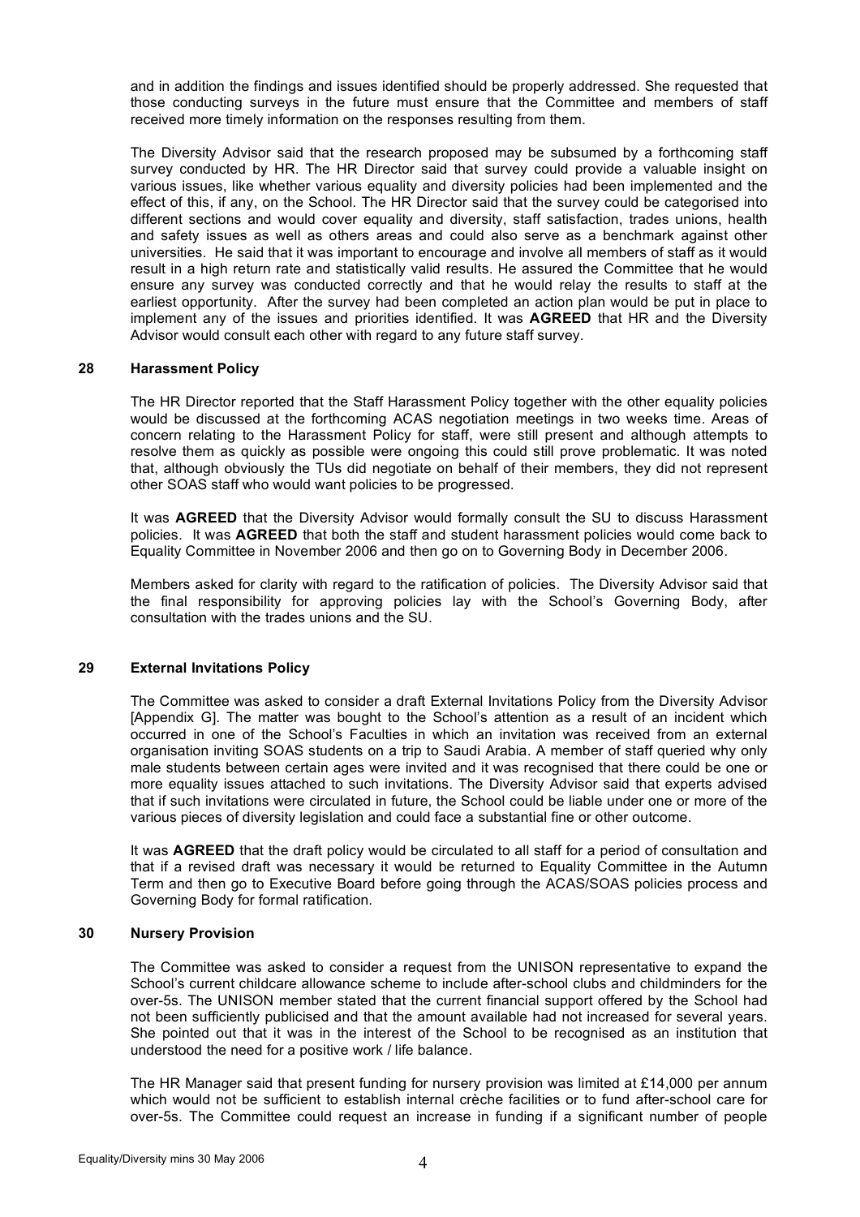and in addition the findings and issues identified should be properly addressed. She requested that those conducting surveys in the future must ensure that the Committee and members of staff received more timely information on the responses resulting from them.

The Diversity Advisor said that the research proposed may be subsumed by a forthcoming staff survey conducted by HR. The HR Director said that survey could provide a valuable insight on various issues, like whether various equality and diversity policies had been implemented and the effect of this, if any, on the School. The HR Director said that the survey could be categorised into different sections and would cover equality and diversity, staff satisfaction, trades unions, health and safety issues as well as others areas and could also serve as a benchmark against other universities. He said that it was important to encourage and involve all members of staff as it would result in a high return rate and statistically valid results. He assured the Committee that he would ensure any survey was conducted correctly and that he would relay the results to staff at the earliest opportunity. After the survey had been completed an action plan would be put in place to implement any of the issues and priorities identified. It was **AGREED** that HR and the Diversity Advisor would consult each other with regard to any future staff survey.

## 28 Harassment Policy

The HR Director reported that the Staff Harassment Policy together with the other equality policies would be discussed at the forthcoming ACAS negotiation meetings in two weeks time. Areas of concern relating to the Harassment Policy for staff, were still present and although attempts to resolve them as quickly as possible were ongoing this could still prove problematic. It was noted that, although obviously the TUs did negotiate on behalf of their members, they did not represent other SOAS staff who would want policies to be progressed.

It was **AGREED** that the Diversity Advisor would formally consult the SU to discuss Harassment policies. It was **AGREED** that both the staff and student harassment policies would come back to Equality Committee in November 2006 and then go on to Governing Body in December 2006.

Members asked for clarity with regard to the ratification of policies. The Diversity Advisor said that the final responsibility for approving policies lay with the School's Governing Body, after consultation with the trades unions and the SU.

## 29 External Invitations Policy

The Committee was asked to consider a draft External Invitations Policy from the Diversity Advisor [Appendix G]. The matter was bought to the School's attention as a result of an incident which occurred in one of the School's Faculties in which an invitation was received from an external organisation inviting SOAS students on a trip to Saudi Arabia. A member of staff queried why only male students between certain ages were invited and it was recognised that there could be one or more equality issues attached to such invitations. The Diversity Advisor said that experts advised that if such invitations were circulated in future, the School could be liable under one or more of the various pieces of diversity legislation and could face a substantial fine or other outcome.

It was **AGREED** that the draft policy would be circulated to all staff for a period of consultation and that if a revised draft was necessary it would be returned to Equality Committee in the Autumn Term and then go to Executive Board before going through the ACAS/SOAS policies process and Governing Body for formal ratification.

## 30 Nursery Provision

The Committee was asked to consider a request from the UNISON representative to expand the School's current childcare allowance scheme to include after-school clubs and childminders for the over-5s. The UNISON member stated that the current financial support offered by the School had not been sufficiently publicised and that the amount available had not increased for several years. She pointed out that it was in the interest of the School to be recognised as an institution that understood the need for a positive work / life balance.

The HR Manager said that present funding for nursery provision was limited at £14,000 per annum which would not be sufficient to establish internal crèche facilities or to fund after-school care for over-5s. The Committee could request an increase in funding if a significant number of people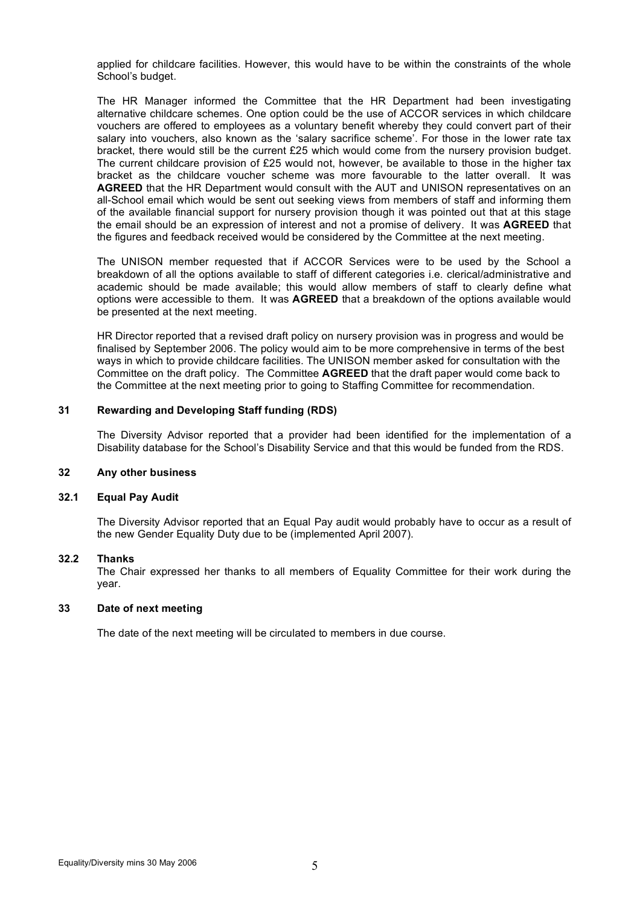applied for childcare facilities. However, this would have to be within the constraints of the whole School's budget.

The HR Manager informed the Committee that the HR Department had been investigating alternative childcare schemes. One option could be the use of ACCOR services in which childcare vouchers are offered to employees as a voluntary benefit whereby they could convert part of their salary into vouchers, also known as the 'salary sacrifice scheme'. For those in the lower rate tax bracket, there would still be the current £25 which would come from the nursery provision budget. The current childcare provision of £25 would not, however, be available to those in the higher tax bracket as the childcare voucher scheme was more favourable to the latter overall. It was **AGREED** that the HR Department would consult with the AUT and UNISON representatives on an all-School email which would be sent out seeking views from members of staff and informing them of the available financial support for nursery provision though it was pointed out that at this stage the email should be an expression of interest and not a promise of delivery. It was **AGREED** that the figures and feedback received would be considered by the Committee at the next meeting.

The UNISON member requested that if ACCOR Services were to be used by the School a breakdown of all the options available to staff of different categories i.e. clerical/administrative and academic should be made available; this would allow members of staff to clearly define what options were accessible to them. It was **AGREED** that a breakdown of the options available would be presented at the next meeting.

HR Director reported that a revised draft policy on nursery provision was in progress and would be finalised by September 2006. The policy would aim to be more comprehensive in terms of the best ways in which to provide childcare facilities. The UNISON member asked for consultation with the Committee on the draft policy. The Committee **AGREED** that the draft paper would come back to the Committee at the next meeting prior to going to Staffing Committee for recommendation.

## 31 Rewarding and Developing Staff funding (RDS)

The Diversity Advisor reported that a provider had been identified for the implementation of a Disability database for the School's Disability Service and that this would be funded from the RDS.

## 32 Any other business

### 32.1 Equal Pay Audit

The Diversity Advisor reported that an Equal Pay audit would probably have to occur as a result of the new Gender Equality Duty due to be (implemented April 2007).

### 32.2 Thanks

The Chair expressed her thanks to all members of Equality Committee for their work during the year.

## 33 Date of next meeting

The date of the next meeting will be circulated to members in due course.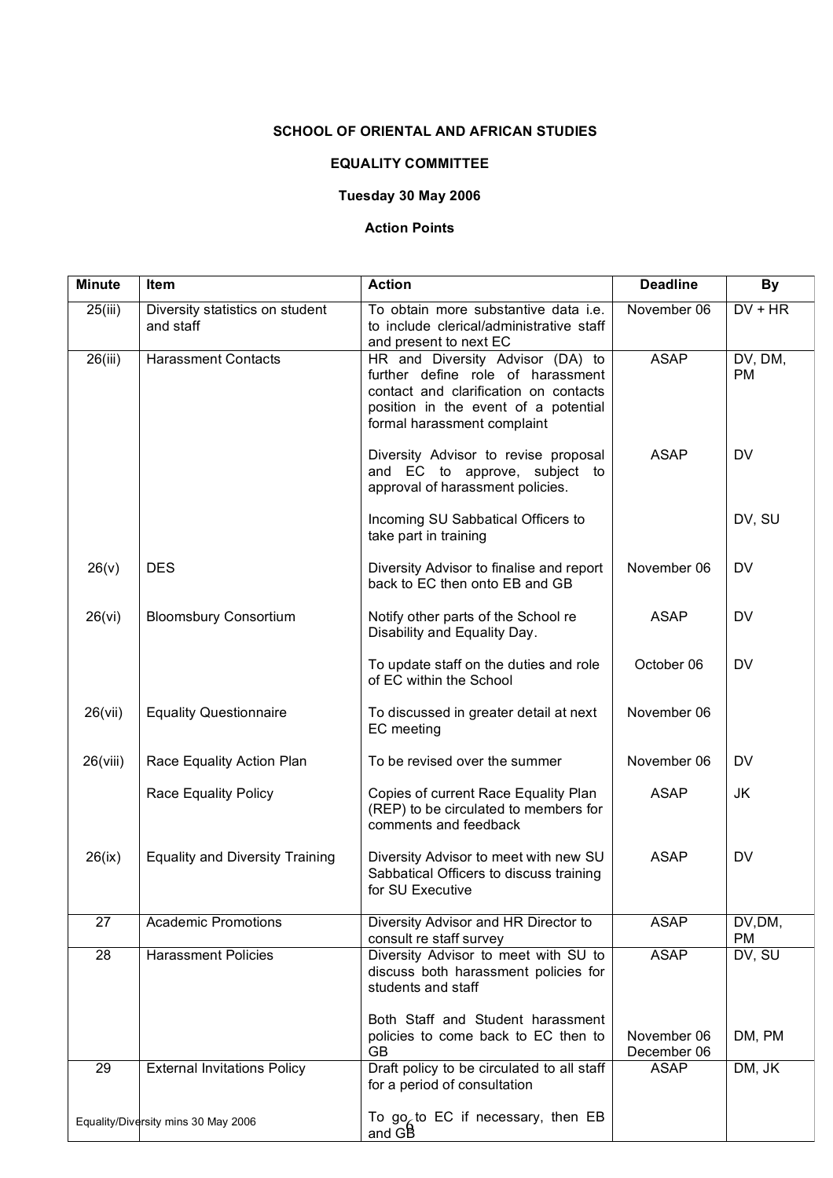**SCHOOL OF ORIENTAL AND AFRICAN STUDIES**

**EQUALITY COMMITTEE**

**Tuesday 30 May 2006**

**Action Points**

| Minute | Item | Action | Deadline | By |
|---|---|---|---|---|
| 25(iii) | Diversity statistics on student and staff | To obtain more substantive data i.e. to include clerical/administrative staff and present to next EC | November 06 | DV + HR |
| 26(iii) | Harassment Contacts | HR and Diversity Advisor (DA) to further define role of harassment contact and clarification on contacts position in the event of a potential formal harassment complaint | ASAP | DV, DM, PM |
| | | Diversity Advisor to revise proposal and EC to approve, subject to approval of harassment policies. | ASAP | DV |
| | | Incoming SU Sabbatical Officers to take part in training | | DV, SU |
| 26(v) | DES | Diversity Advisor to finalise and report back to EC then onto EB and GB | November 06 | DV |
| 26(vi) | Bloomsbury Consortium | Notify other parts of the School re Disability and Equality Day. | ASAP | DV |
| | | To update staff on the duties and role of EC within the School | October 06 | DV |
| 26(vii) | Equality Questionnaire | To discussed in greater detail at next EC meeting | November 06 | |
| 26(viii) | Race Equality Action Plan | To be revised over the summer | November 06 | DV |
| | Race Equality Policy | Copies of current Race Equality Plan (REP) to be circulated to members for comments and feedback | ASAP | JK |
| 26(ix) | Equality and Diversity Training | Diversity Advisor to meet with new SU Sabbatical Officers to discuss training for SU Executive | ASAP | DV |
| 27 | Academic Promotions | Diversity Advisor and HR Director to consult re staff survey | ASAP | DV,DM, PM |
| 28 | Harassment Policies | Diversity Advisor to meet with SU to discuss both harassment policies for students and staff | ASAP | DV, SU |
| | | Both Staff and Student harassment policies to come back to EC then to GB | November 06 December 06 | DM, PM |
| 29 | External Invitations Policy | Draft policy to be circulated to all staff for a period of consultation | ASAP | DM, JK |
| | | To go to EC if necessary, then EB and GB | | |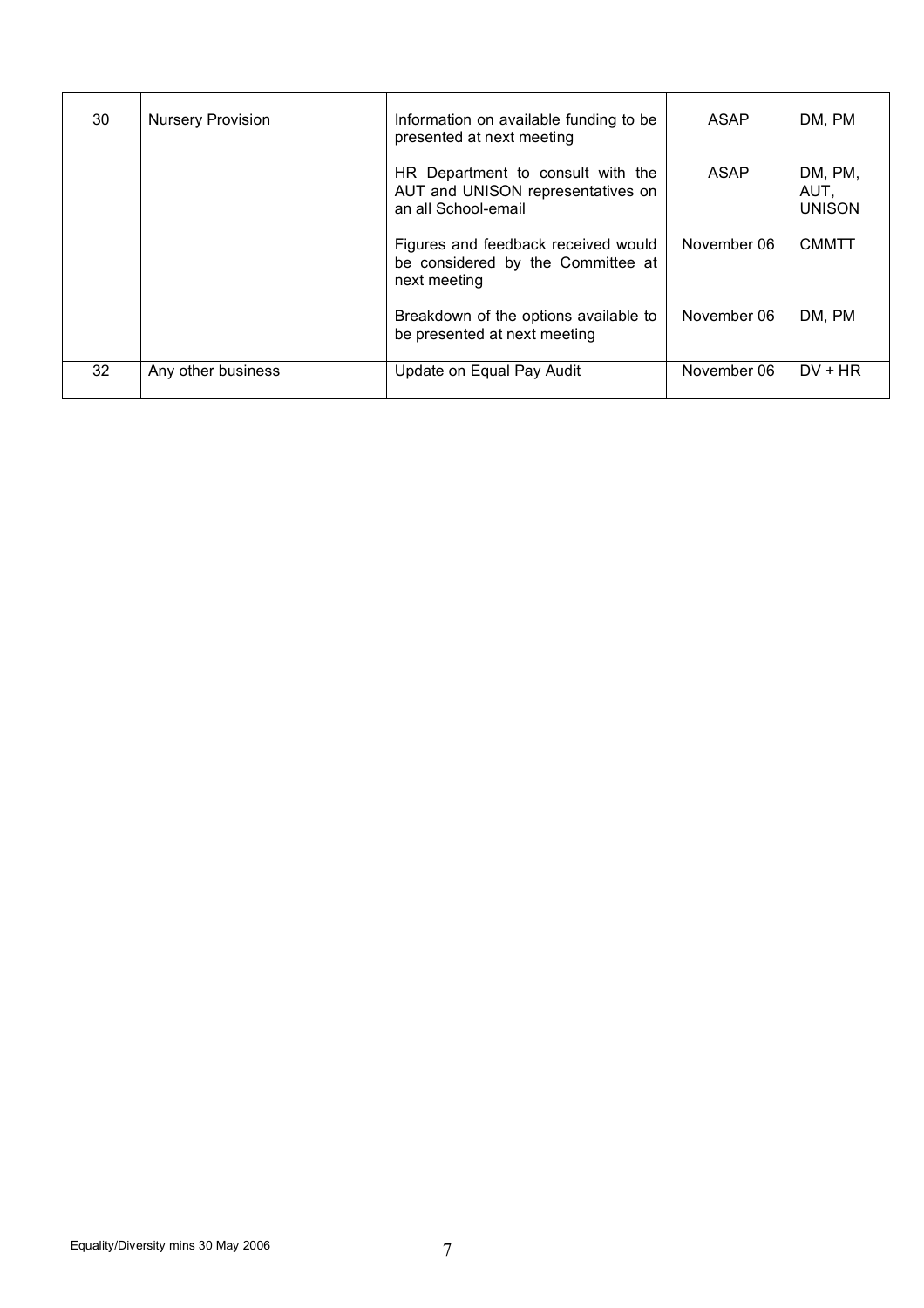| | | | | |
|---|---|---|---|---|
| 30 | Nursery Provision | Information on available funding to be presented at next meeting | ASAP | DM, PM |
| | | HR Department to consult with the AUT and UNISON representatives on an all School-email | ASAP | DM, PM, AUT, UNISON |
| | | Figures and feedback received would be considered by the Committee at next meeting | November 06 | CMMTT |
| | | Breakdown of the options available to be presented at next meeting | November 06 | DM, PM |
| 32 | Any other business | Update on Equal Pay Audit | November 06 | DV + HR |